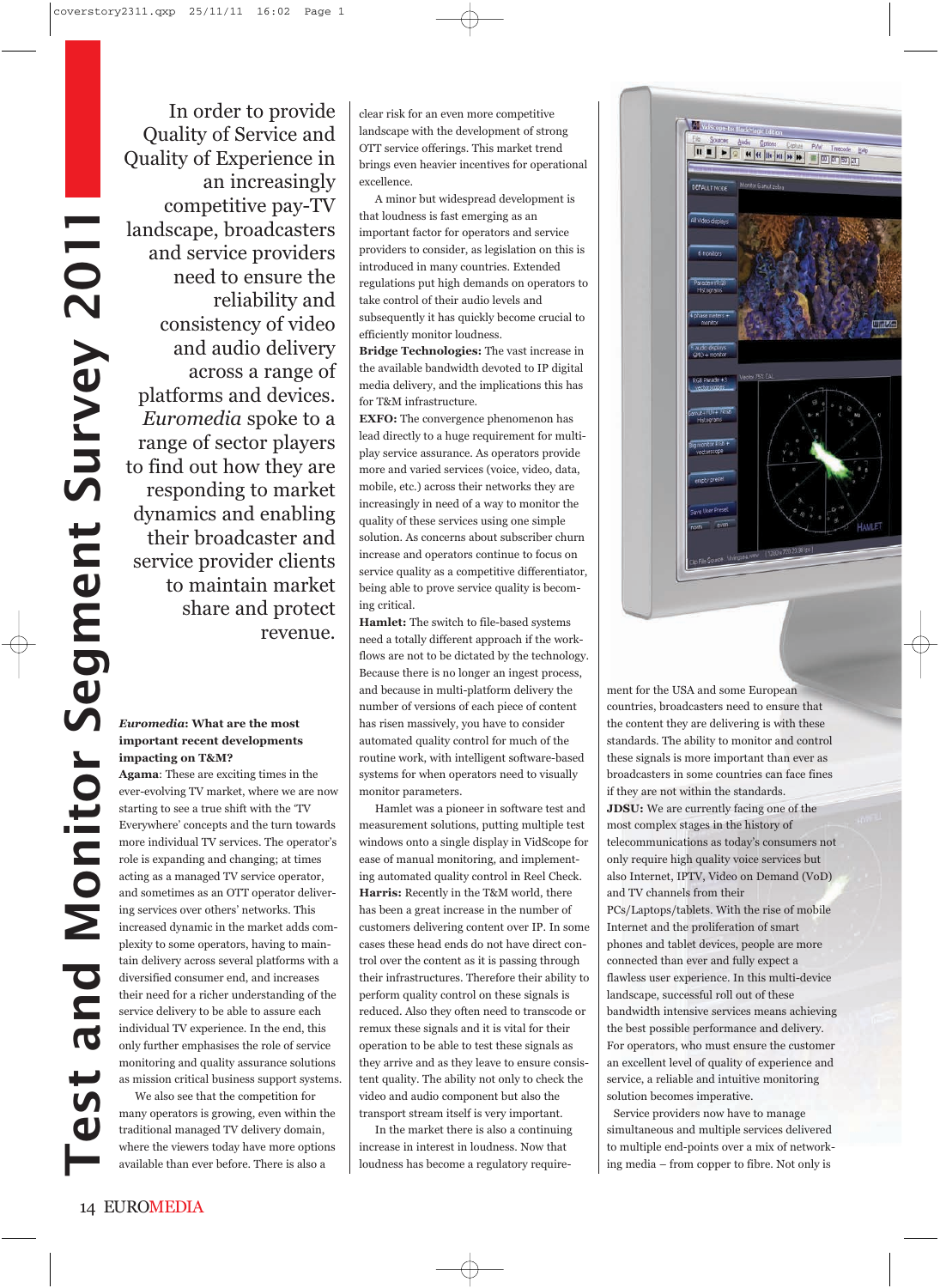# Test and Monitor Segment Survey 2011

In order to provide Quality of Service and Quality of Experience in an increasingly competitive pay-TV landscape, broadcasters and service providers need to ensure the reliability and consistency of video and audio delivery across a range of platforms and devices. *Euromedia* spoke to a range of sector players to find out how they are responding to market dynamics and enabling their broadcaster and service provider clients to maintain market share and protect revenue.

***Euromedia*: What are the most important recent developments impacting on T&M?**

**Agama**: These are exciting times in the ever-evolving TV market, where we are now starting to see a true shift with the 'TV Everywhere' concepts and the turn towards more individual TV services. The operator's role is expanding and changing; at times acting as a managed TV service operator, and sometimes as an OTT operator delivering services over others' networks. This increased dynamic in the market adds complexity to some operators, having to maintain delivery across several platforms with a diversified consumer end, and increases their need for a richer understanding of the service delivery to be able to assure each individual TV experience. In the end, this only further emphasises the role of service monitoring and quality assurance solutions as mission critical business support systems.

We also see that the competition for many operators is growing, even within the traditional managed TV delivery domain, where the viewers today have more options available than ever before. There is also a clear risk for an even more competitive landscape with the development of strong OTT service offerings. This market trend brings even heavier incentives for operational excellence.

A minor but widespread development is that loudness is fast emerging as an important factor for operators and service providers to consider, as legislation on this is introduced in many countries. Extended regulations put high demands on operators to take control of their audio levels and subsequently it has quickly become crucial to efficiently monitor loudness.

**Bridge Technologies:** The vast increase in the available bandwidth devoted to IP digital media delivery, and the implications this has for T&M infrastructure.

**EXFO:** The convergence phenomenon has lead directly to a huge requirement for multi-play service assurance. As operators provide more and varied services (voice, video, data, mobile, etc.) across their networks they are increasingly in need of a way to monitor the quality of these services using one simple solution. As concerns about subscriber churn increase and operators continue to focus on service quality as a competitive differentiator, being able to prove service quality is becoming critical.

**Hamlet:** The switch to file-based systems need a totally different approach if the workflows are not to be dictated by the technology. Because there is no longer an ingest process, and because in multi-platform delivery the number of versions of each piece of content has risen massively, you have to consider automated quality control for much of the routine work, with intelligent software-based systems for when operators need to visually monitor parameters.

Hamlet was a pioneer in software test and measurement solutions, putting multiple test windows onto a single display in VidScope for ease of manual monitoring, and implementing automated quality control in Reel Check.

**Harris:** Recently in the T&M world, there has been a great increase in the number of customers delivering content over IP. In some cases these head ends do not have direct control over the content as it is passing through their infrastructures. Therefore their ability to perform quality control on these signals is reduced. Also they often need to transcode or remux these signals and it is vital for their operation to be able to test these signals as they arrive and as they leave to ensure consistent quality. The ability not only to check the video and audio component but also the transport stream itself is very important.

In the market there is also a continuing increase in interest in loudness. Now that loudness has become a regulatory requirement for the USA and some European countries, broadcasters need to ensure that the content they are delivering is with these standards. The ability to monitor and control these signals is more important than ever as broadcasters in some countries can face fines if they are not within the standards.

**JDSU:** We are currently facing one of the most complex stages in the history of telecommunications as today's consumers not only require high quality voice services but also Internet, IPTV, Video on Demand (VoD) and TV channels from their PCs/Laptops/tablets. With the rise of mobile Internet and the proliferation of smart phones and tablet devices, people are more connected than ever and fully expect a flawless user experience. In this multi-device landscape, successful roll out of these bandwidth intensive services means achieving the best possible performance and delivery. For operators, who must ensure the customer an excellent level of quality of experience and service, a reliable and intuitive monitoring solution becomes imperative.

Service providers now have to manage simultaneous and multiple services delivered to multiple end-points over a mix of networking media – from copper to fibre. Not only is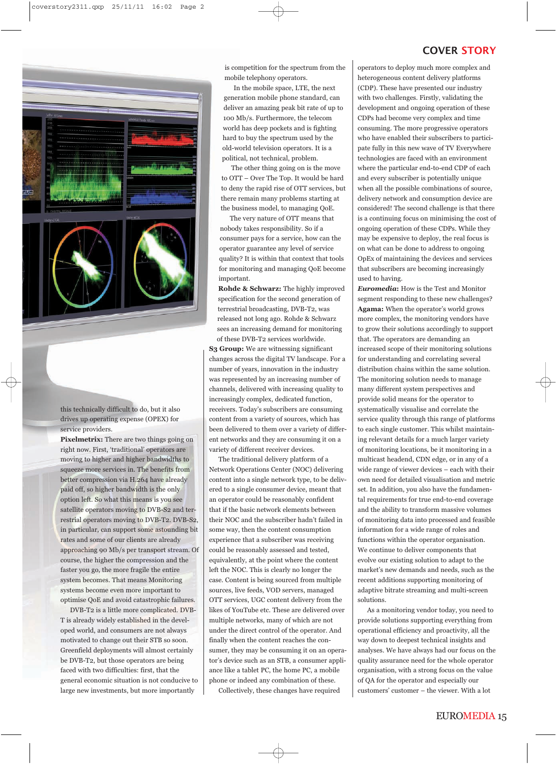this technically difficult to do, but it also drives up operating expense (OPEX) for service providers.

**Pixelmetrix:** There are two things going on right now. First, 'traditional' operators are moving to higher and higher bandwidths to squeeze more services in. The benefits from better compression via H.264 have already paid off, so higher bandwidth is the only option left. So what this means is you see satellite operators moving to DVB-S2 and terrestrial operators moving to DVB-T2. DVB-S2, in particular, can support some astounding bit rates and some of our clients are already approaching 90 Mb/s per transport stream. Of course, the higher the compression and the faster you go, the more fragile the entire system becomes. That means Monitoring systems become even more important to optimise QoE and avoid catastrophic failures.

DVB-T2 is a little more complicated. DVB-T is already widely established in the developed world, and consumers are not always motivated to change out their STB so soon. Greenfield deployments will almost certainly be DVB-T2, but those operators are being faced with two difficulties: first, that the general economic situation is not conducive to large new investments, but more importantly is competition for the spectrum from the mobile telephony operators.

In the mobile space, LTE, the next generation mobile phone standard, can deliver an amazing peak bit rate of up to 100 Mb/s. Furthermore, the telecom world has deep pockets and is fighting hard to buy the spectrum used by the old-world television operators. It is a political, not technical, problem.

The other thing going on is the move to OTT – Over The Top. It would be hard to deny the rapid rise of OTT services, but there remain many problems starting at the business model, to managing QoE.

The very nature of OTT means that nobody takes responsibility. So if a consumer pays for a service, how can the operator guarantee any level of service quality? It is within that context that tools for monitoring and managing QoE become important.

**Rohde & Schwarz:** The highly improved specification for the second generation of terrestrial broadcasting, DVB-T2, was released not long ago. Rohde & Schwarz sees an increasing demand for monitoring of these DVB-T2 services worldwide.

**S3 Group:** We are witnessing significant changes across the digital TV landscape. For a number of years, innovation in the industry was represented by an increasing number of channels, delivered with increasing quality to increasingly complex, dedicated function, receivers. Today's subscribers are consuming content from a variety of sources, which has been delivered to them over a variety of different networks and they are consuming it on a variety of different receiver devices.

The traditional delivery platform of a Network Operations Center (NOC) delivering content into a single network type, to be delivered to a single consumer device, meant that an operator could be reasonably confident that if the basic network elements between their NOC and the subscriber hadn't failed in some way, then the content consumption experience that a subscriber was receiving could be reasonably assessed and tested, equivalently, at the point where the content left the NOC. This is clearly no longer the case. Content is being sourced from multiple sources, live feeds, VOD servers, managed OTT services, UGC content delivery from the likes of YouTube etc. These are delivered over multiple networks, many of which are not under the direct control of the operator. And finally when the content reaches the consumer, they may be consuming it on an operator's device such as an STB, a consumer appliance like a tablet PC, the home PC, a mobile phone or indeed any combination of these.

Collectively, these changes have required operators to deploy much more complex and heterogeneous content delivery platforms (CDP). These have presented our industry with two challenges. Firstly, validating the development and ongoing operation of these CDPs had become very complex and time consuming. The more progressive operators who have enabled their subscribers to participate fully in this new wave of TV Everywhere technologies are faced with an environment where the particular end-to-end CDP of each and every subscriber is potentially unique when all the possible combinations of source, delivery network and consumption device are considered! The second challenge is that there is a continuing focus on minimising the cost of ongoing operation of these CDPs. While they may be expensive to deploy, the real focus is on what can be done to address to ongoing OpEx of maintaining the devices and services that subscribers are becoming increasingly used to having.

***Euromedia*:** How is the Test and Monitor segment responding to these new challenges?

**Agama:** When the operator's world grows more complex, the monitoring vendors have to grow their solutions accordingly to support that. The operators are demanding an increased scope of their monitoring solutions for understanding and correlating several distribution chains within the same solution. The monitoring solution needs to manage many different system perspectives and provide solid means for the operator to systematically visualise and correlate the service quality through this range of platforms to each single customer. This whilst maintaining relevant details for a much larger variety of monitoring locations, be it monitoring in a multicast headend, CDN edge, or in any of a wide range of viewer devices – each with their own need for detailed visualisation and metric set. In addition, you also have the fundamental requirements for true end-to-end coverage and the ability to transform massive volumes of monitoring data into processed and feasible information for a wide range of roles and functions within the operator organisation. We continue to deliver components that evolve our existing solution to adapt to the market's new demands and needs, such as the recent additions supporting monitoring of adaptive bitrate streaming and multi-screen solutions.

As a monitoring vendor today, you need to provide solutions supporting everything from operational efficiency and proactivity, all the way down to deepest technical insights and analyses. We have always had our focus on the quality assurance need for the whole operator organisation, with a strong focus on the value of QA for the operator and especially our customers' customer – the viewer. With a lot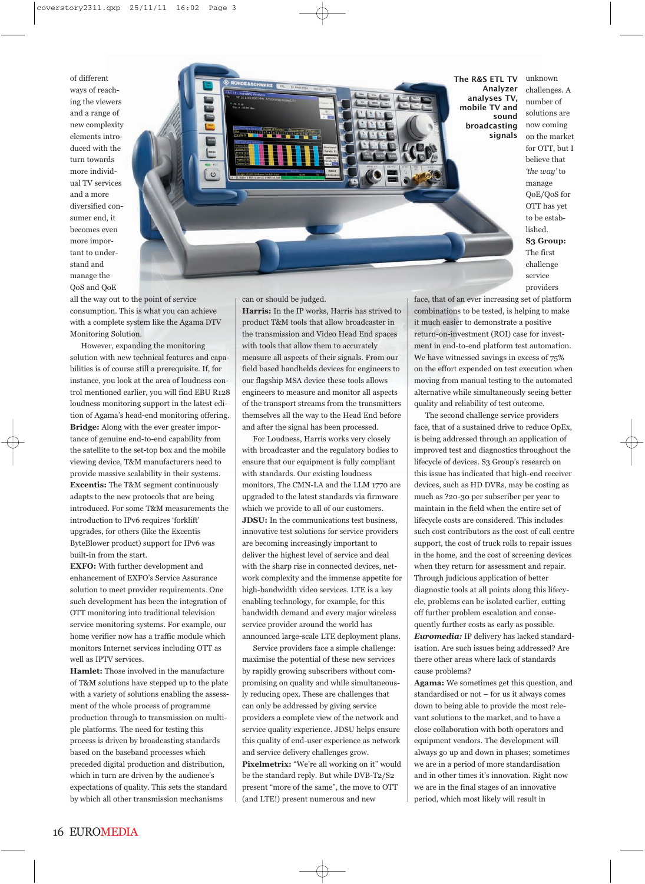of different ways of reaching the viewers and a range of new complexity elements introduced with the turn towards more individual TV services and a more diversified consumer end, it becomes even more important to understand and manage the QoS and QoE all the way out to the point of service consumption. This is what you can achieve with a complete system like the Agama DTV Monitoring Solution.

However, expanding the monitoring solution with new technical features and capabilities is of course still a prerequisite. If, for instance, you look at the area of loudness control mentioned earlier, you will find EBU R128 loudness monitoring support in the latest edition of Agama's head-end monitoring offering.

**Bridge:** Along with the ever greater importance of genuine end-to-end capability from the satellite to the set-top box and the mobile viewing device, T&M manufacturers need to provide massive scalability in their systems.

**Excentis:** The T&M segment continuously adapts to the new protocols that are being introduced. For some T&M measurements the introduction to IPv6 requires 'forklift' upgrades, for others (like the Excentis ByteBlower product) support for IPv6 was built-in from the start.

**EXFO:** With further development and enhancement of EXFO's Service Assurance solution to meet provider requirements. One such development has been the integration of OTT monitoring into traditional television service monitoring systems. For example, our home verifier now has a traffic module which monitors Internet services including OTT as well as IPTV services.

**Hamlet:** Those involved in the manufacture of T&M solutions have stepped up to the plate with a variety of solutions enabling the assessment of the whole process of programme production through to transmission on multiple platforms. The need for testing this process is driven by broadcasting standards based on the baseband processes which preceded digital production and distribution, which in turn are driven by the audience's expectations of quality. This sets the standard by which all other transmission mechanisms can or should be judged.

**Harris:** In the IP works, Harris has strived to product T&M tools that allow broadcaster in the transmission and Video Head End spaces with tools that allow them to accurately measure all aspects of their signals. From our field based handhelds devices for engineers to our flagship MSA device these tools allows engineers to measure and monitor all aspects of the transport streams from the transmitters themselves all the way to the Head End before and after the signal has been processed.

For Loudness, Harris works very closely with broadcaster and the regulatory bodies to ensure that our equipment is fully compliant with standards. Our existing loudness monitors, The CMN-LA and the LLM 1770 are upgraded to the latest standards via firmware which we provide to all of our customers.

**JDSU:** In the communications test business, innovative test solutions for service providers are becoming increasingly important to deliver the highest level of service and deal with the sharp rise in connected devices, network complexity and the immense appetite for high-bandwidth video services. LTE is a key enabling technology, for example, for this bandwidth demand and every major wireless service provider around the world has announced large-scale LTE deployment plans.

Service providers face a simple challenge: maximise the potential of these new services by rapidly growing subscribers without compromising on quality and while simultaneously reducing opex. These are challenges that can only be addressed by giving service providers a complete view of the network and service quality experience. JDSU helps ensure this quality of end-user experience as network and service delivery challenges grow.

**Pixelmetrix:** "We're all working on it" would be the standard reply. But while DVB-T2/S2 present "more of the same", the move to OTT (and LTE!) present numerous and new unknown challenges. A number of solutions are now coming on the market for OTT, but I believe that *'the way'* to manage QoE/QoS for OTT has yet to be established.

**S3 Group:** The first challenge service providers face, that of an ever increasing set of platform combinations to be tested, is helping to make it much easier to demonstrate a positive return-on-investment (ROI) case for investment in end-to-end platform test automation. We have witnessed savings in excess of 75% on the effort expended on test execution when moving from manual testing to the automated alternative while simultaneously seeing better quality and reliability of test outcome.

The second challenge service providers face, that of a sustained drive to reduce OpEx, is being addressed through an application of improved test and diagnostics throughout the lifecycle of devices. S3 Group's research on this issue has indicated that high-end receiver devices, such as HD DVRs, may be costing as much as ?20-30 per subscriber per year to maintain in the field when the entire set of lifecycle costs are considered. This includes such cost contributors as the cost of call centre support, the cost of truck rolls to repair issues in the home, and the cost of screening devices when they return for assessment and repair. Through judicious application of better diagnostic tools at all points along this lifecycle, problems can be isolated earlier, cutting off further problem escalation and consequently further costs as early as possible.

***Euromedia:*** IP delivery has lacked standardisation. Are such issues being addressed? Are there other areas where lack of standards cause problems?

**Agama:** We sometimes get this question, and standardised or not – for us it always comes down to being able to provide the most relevant solutions to the market, and to have a close collaboration with both operators and equipment vendors. The development will always go up and down in phases; sometimes we are in a period of more standardisation and in other times it's innovation. Right now we are in the final stages of an innovative period, which most likely will result in

**The R&S ETL TV Analyzer analyses TV, mobile TV and sound broadcasting signals**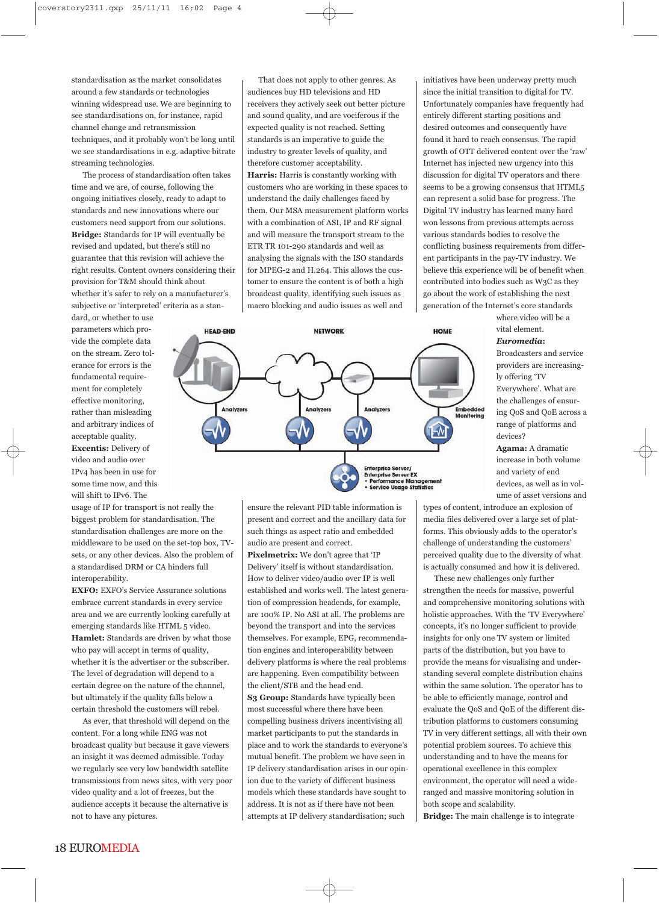standardisation as the market consolidates around a few standards or technologies winning widespread use. We are beginning to see standardisations on, for instance, rapid channel change and retransmission techniques, and it probably won't be long until we see standardisations in e.g. adaptive bitrate streaming technologies.

The process of standardisation often takes time and we are, of course, following the ongoing initiatives closely, ready to adapt to standards and new innovations where our customers need support from our solutions.

**Bridge:** Standards for IP will eventually be revised and updated, but there's still no guarantee that this revision will achieve the right results. Content owners considering their provision for T&M should think about whether it's safer to rely on a manufacturer's subjective or 'interpreted' criteria as a standard, or whether to use parameters which provide the complete data on the stream. Zero tolerance for errors is the fundamental requirement for completely effective monitoring, rather than misleading and arbitrary indices of acceptable quality.

**Excentis:** Delivery of video and audio over IPv4 has been in use for some time now, and this will shift to IPv6. The usage of IP for transport is not really the biggest problem for standardisation. The standardisation challenges are more on the middleware to be used on the set-top box, TV-sets, or any other devices. Also the problem of a standardised DRM or CA hinders full interoperability.

**EXFO:** EXFO's Service Assurance solutions embrace current standards in every service area and we are currently looking carefully at emerging standards like HTML 5 video.

**Hamlet:** Standards are driven by what those who pay will accept in terms of quality, whether it is the advertiser or the subscriber. The level of degradation will depend to a certain degree on the nature of the channel, but ultimately if the quality falls below a certain threshold the customers will rebel.

As ever, that threshold will depend on the content. For a long while ENG was not broadcast quality but because it gave viewers an insight it was deemed admissible. Today we regularly see very low bandwidth satellite transmissions from news sites, with very poor video quality and a lot of freezes, but the audience accepts it because the alternative is not to have any pictures.

That does not apply to other genres. As audiences buy HD televisions and HD receivers they actively seek out better picture and sound quality, and are vociferous if the expected quality is not reached. Setting standards is an imperative to guide the industry to greater levels of quality, and therefore customer acceptability.

**Harris:** Harris is constantly working with customers who are working in these spaces to understand the daily challenges faced by them. Our MSA measurement platform works with a combination of ASI, IP and RF signal and will measure the transport stream to the ETR TR 101-290 standards and well as analysing the signals with the ISO standards for MPEG-2 and H.264. This allows the customer to ensure the content is of both a high broadcast quality, identifying such issues as macro blocking and audio issues as well and ensure the relevant PID table information is present and correct and the ancillary data for such things as aspect ratio and embedded audio are present and correct.

HEAD-END | NETWORK | HOME
Analyzers | Analyzers | Analyzers | Embedded Monitoring
Enterprise Server/ Enterprise Server EX
- Performance Management
- Service Usage Statistics

**Pixelmetrix:** We don't agree that 'IP Delivery' itself is without standardisation. How to deliver video/audio over IP is well established and works well. The latest generation of compression headends, for example, are 100% IP. No ASI at all. The problems are beyond the transport and into the services themselves. For example, EPG, recommendation engines and interoperability between delivery platforms is where the real problems are happening. Even compatibility between the client/STB and the head end.

**S3 Group:** Standards have typically been most successful where there have been compelling business drivers incentivising all market participants to put the standards in place and to work the standards to everyone's mutual benefit. The problem we have seen in IP delivery standardisation arises in our opinion due to the variety of different business models which these standards have sought to address. It is not as if there have not been attempts at IP delivery standardisation; such initiatives have been underway pretty much since the initial transition to digital for TV. Unfortunately companies have frequently had entirely different starting positions and desired outcomes and consequently have found it hard to reach consensus. The rapid growth of OTT delivered content over the 'raw' Internet has injected new urgency into this discussion for digital TV operators and there seems to be a growing consensus that HTML5 can represent a solid base for progress. The Digital TV industry has learned many hard won lessons from previous attempts across various standards bodies to resolve the conflicting business requirements from different participants in the pay-TV industry. We believe this experience will be of benefit when contributed into bodies such as W3C as they go about the work of establishing the next generation of the Internet's core standards where video will be a vital element.

***Euromedia:*** Broadcasters and service providers are increasingly offering 'TV Everywhere'. What are the challenges of ensuring QoS and QoE across a range of platforms and devices?

**Agama:** A dramatic increase in both volume and variety of end devices, as well as in volume of asset versions and types of content, introduce an explosion of media files delivered over a large set of platforms. This obviously adds to the operator's challenge of understanding the customers' perceived quality due to the diversity of what is actually consumed and how it is delivered.

These new challenges only further strengthen the needs for massive, powerful and comprehensive monitoring solutions with holistic approaches. With the 'TV Everywhere' concepts, it's no longer sufficient to provide insights for only one TV system or limited parts of the distribution, but you have to provide the means for visualising and understanding several complete distribution chains within the same solution. The operator has to be able to efficiently manage, control and evaluate the QoS and QoE of the different distribution platforms to customers consuming TV in very different settings, all with their own potential problem sources. To achieve this understanding and to have the means for operational excellence in this complex environment, the operator will need a wide-ranged and massive monitoring solution in both scope and scalability.

**Bridge:** The main challenge is to integrate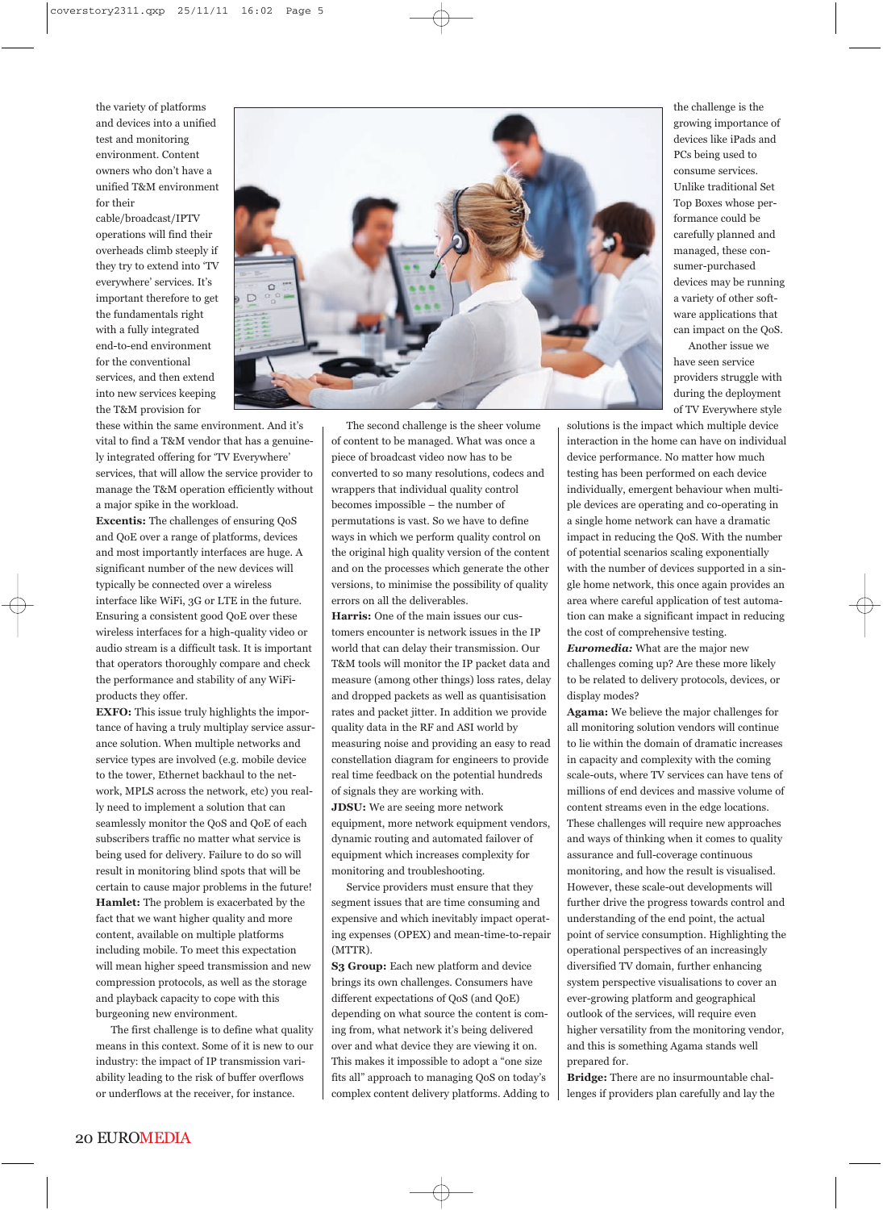the variety of platforms and devices into a unified test and monitoring environment. Content owners who don't have a unified T&M environment for their cable/broadcast/IPTV operations will find their overheads climb steeply if they try to extend into 'TV everywhere' services. It's important therefore to get the fundamentals right with a fully integrated end-to-end environment for the conventional services, and then extend into new services keeping the T&M provision for these within the same environment. And it's vital to find a T&M vendor that has a genuinely integrated offering for 'TV Everywhere' services, that will allow the service provider to manage the T&M operation efficiently without a major spike in the workload.

**Excentis:** The challenges of ensuring QoS and QoE over a range of platforms, devices and most importantly interfaces are huge. A significant number of the new devices will typically be connected over a wireless interface like WiFi, 3G or LTE in the future. Ensuring a consistent good QoE over these wireless interfaces for a high-quality video or audio stream is a difficult task. It is important that operators thoroughly compare and check the performance and stability of any WiFi-products they offer.

**EXFO:** This issue truly highlights the importance of having a truly multiplay service assurance solution. When multiple networks and service types are involved (e.g. mobile device to the tower, Ethernet backhaul to the network, MPLS across the network, etc) you really need to implement a solution that can seamlessly monitor the QoS and QoE of each subscribers traffic no matter what service is being used for delivery. Failure to do so will result in monitoring blind spots that will be certain to cause major problems in the future!

**Hamlet:** The problem is exacerbated by the fact that we want higher quality and more content, available on multiple platforms including mobile. To meet this expectation will mean higher speed transmission and new compression protocols, as well as the storage and playback capacity to cope with this burgeoning new environment.

The first challenge is to define what quality means in this context. Some of it is new to our industry: the impact of IP transmission variability leading to the risk of buffer overflows or underflows at the receiver, for instance.

The second challenge is the sheer volume of content to be managed. What was once a piece of broadcast video now has to be converted to so many resolutions, codecs and wrappers that individual quality control becomes impossible – the number of permutations is vast. So we have to define ways in which we perform quality control on the original high quality version of the content and on the processes which generate the other versions, to minimise the possibility of quality errors on all the deliverables.

**Harris:** One of the main issues our customers encounter is network issues in the IP world that can delay their transmission. Our T&M tools will monitor the IP packet data and measure (among other things) loss rates, delay and dropped packets as well as quantisisation rates and packet jitter. In addition we provide quality data in the RF and ASI world by measuring noise and providing an easy to read constellation diagram for engineers to provide real time feedback on the potential hundreds of signals they are working with.

**JDSU:** We are seeing more network equipment, more network equipment vendors, dynamic routing and automated failover of equipment which increases complexity for monitoring and troubleshooting.

Service providers must ensure that they segment issues that are time consuming and expensive and which inevitably impact operating expenses (OPEX) and mean-time-to-repair (MTTR).

**S3 Group:** Each new platform and device brings its own challenges. Consumers have different expectations of QoS (and QoE) depending on what source the content is coming from, what network it's being delivered over and what device they are viewing it on. This makes it impossible to adopt a "one size fits all" approach to managing QoS on today's complex content delivery platforms. Adding to the challenge is the growing importance of devices like iPads and PCs being used to consume services. Unlike traditional Set Top Boxes whose performance could be carefully planned and managed, these consumer-purchased devices may be running a variety of other software applications that can impact on the QoS.

Another issue we have seen service providers struggle with during the deployment of TV Everywhere style solutions is the impact which multiple device interaction in the home can have on individual device performance. No matter how much testing has been performed on each device individually, emergent behaviour when multiple devices are operating and co-operating in a single home network can have a dramatic impact in reducing the QoS. With the number of potential scenarios scaling exponentially with the number of devices supported in a single home network, this once again provides an area where careful application of test automation can make a significant impact in reducing the cost of comprehensive testing.

***Euromedia:*** What are the major new challenges coming up? Are these more likely to be related to delivery protocols, devices, or display modes?

**Agama:** We believe the major challenges for all monitoring solution vendors will continue to lie within the domain of dramatic increases in capacity and complexity with the coming scale-outs, where TV services can have tens of millions of end devices and massive volume of content streams even in the edge locations. These challenges will require new approaches and ways of thinking when it comes to quality assurance and full-coverage continuous monitoring, and how the result is visualised. However, these scale-out developments will further drive the progress towards control and understanding of the end point, the actual point of service consumption. Highlighting the operational perspectives of an increasingly diversified TV domain, further enhancing system perspective visualisations to cover an ever-growing platform and geographical outlook of the services, will require even higher versatility from the monitoring vendor, and this is something Agama stands well prepared for.

**Bridge:** There are no insurmountable challenges if providers plan carefully and lay the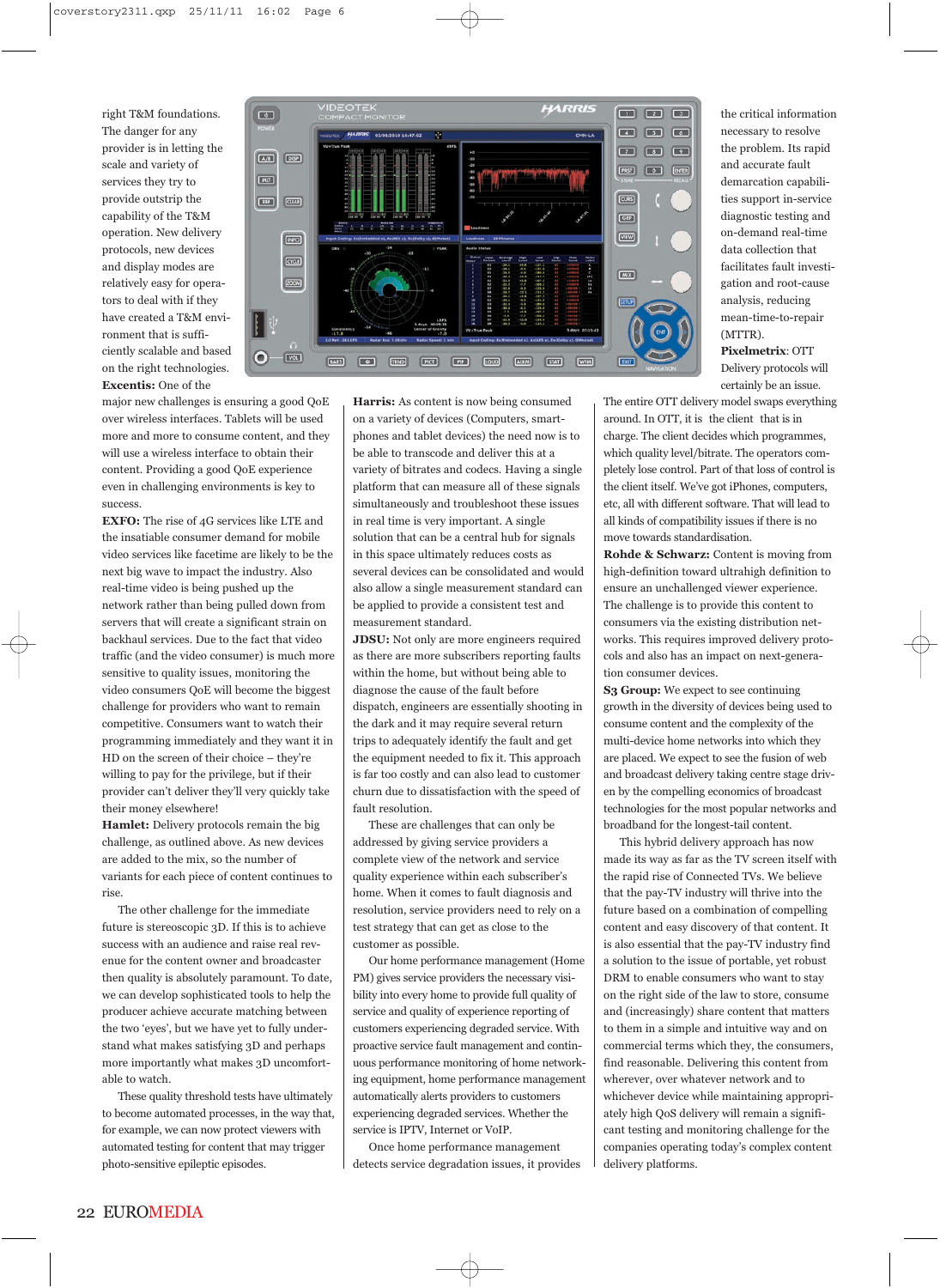right T&M foundations. The danger for any provider is in letting the scale and variety of services they try to provide outstrip the capability of the T&M operation. New delivery protocols, new devices and display modes are relatively easy for operators to deal with if they have created a T&M environment that is sufficiently scalable and based on the right technologies.

**Excentis:** One of the major new challenges is ensuring a good QoE over wireless interfaces. Tablets will be used more and more to consume content, and they will use a wireless interface to obtain their content. Providing a good QoE experience even in challenging environments is key to success.

**EXFO:** The rise of 4G services like LTE and the insatiable consumer demand for mobile video services like facetime are likely to be the next big wave to impact the industry. Also real-time video is being pushed up the network rather than being pulled down from servers that will create a significant strain on backhaul services. Due to the fact that video traffic (and the video consumer) is much more sensitive to quality issues, monitoring the video consumers QoE will become the biggest challenge for providers who want to remain competitive. Consumers want to watch their programming immediately and they want it in HD on the screen of their choice – they're willing to pay for the privilege, but if their provider can't deliver they'll very quickly take their money elsewhere!

**Hamlet:** Delivery protocols remain the big challenge, as outlined above. As new devices are added to the mix, so the number of variants for each piece of content continues to rise.

The other challenge for the immediate future is stereoscopic 3D. If this is to achieve success with an audience and raise real revenue for the content owner and broadcaster then quality is absolutely paramount. To date, we can develop sophisticated tools to help the producer achieve accurate matching between the two 'eyes', but we have yet to fully understand what makes satisfying 3D and perhaps more importantly what makes 3D uncomfortable to watch.

These quality threshold tests have ultimately to become automated processes, in the way that, for example, we can now protect viewers with automated testing for content that may trigger photo-sensitive epileptic episodes.

**Harris:** As content is now being consumed on a variety of devices (Computers, smartphones and tablet devices) the need now is to be able to transcode and deliver this at a variety of bitrates and codecs. Having a single platform that can measure all of these signals simultaneously and troubleshoot these issues in real time is very important. A single solution that can be a central hub for signals in this space ultimately reduces costs as several devices can be consolidated and would also allow a single measurement standard can be applied to provide a consistent test and measurement standard.

**JDSU:** Not only are more engineers required as there are more subscribers reporting faults within the home, but without being able to diagnose the cause of the fault before dispatch, engineers are essentially shooting in the dark and it may require several return trips to adequately identify the fault and get the equipment needed to fix it. This approach is far too costly and can also lead to customer churn due to dissatisfaction with the speed of fault resolution.

These are challenges that can only be addressed by giving service providers a complete view of the network and service quality experience within each subscriber's home. When it comes to fault diagnosis and resolution, service providers need to rely on a test strategy that can get as close to the customer as possible.

Our home performance management (Home PM) gives service providers the necessary visibility into every home to provide full quality of service and quality of experience reporting of customers experiencing degraded service. With proactive service fault management and continuous performance monitoring of home networking equipment, home performance management automatically alerts providers to customers experiencing degraded services. Whether the service is IPTV, Internet or VoIP.

Once home performance management detects service degradation issues, it provides the critical information necessary to resolve the problem. Its rapid and accurate fault demarcation capabilities support in-service diagnostic testing and on-demand real-time data collection that facilitates fault investigation and root-cause analysis, reducing mean-time-to-repair (MTTR).

**Pixelmetrix:** OTT Delivery protocols will certainly be an issue. The entire OTT delivery model swaps everything around. In OTT, it is the client that is in charge. The client decides which programmes, which quality level/bitrate. The operators completely lose control. Part of that loss of control is the client itself. We've got iPhones, computers, etc, all with different software. That will lead to all kinds of compatibility issues if there is no move towards standardisation.

**Rohde & Schwarz:** Content is moving from high-definition toward ultrahigh definition to ensure an unchallenged viewer experience. The challenge is to provide this content to consumers via the existing distribution networks. This requires improved delivery protocols and also has an impact on next-generation consumer devices.

**S3 Group:** We expect to see continuing growth in the diversity of devices being used to consume content and the complexity of the multi-device home networks into which they are placed. We expect to see the fusion of web and broadcast delivery taking centre stage driven by the compelling economics of broadcast technologies for the most popular networks and broadband for the longest-tail content.

This hybrid delivery approach has now made its way as far as the TV screen itself with the rapid rise of Connected TVs. We believe that the pay-TV industry will thrive into the future based on a combination of compelling content and easy discovery of that content. It is also essential that the pay-TV industry find a solution to the issue of portable, yet robust DRM to enable consumers who want to stay on the right side of the law to store, consume and (increasingly) share content that matters to them in a simple and intuitive way and on commercial terms which they, the consumers, find reasonable. Delivering this content from wherever, over whatever network and to whichever device while maintaining appropriately high QoS delivery will remain a significant testing and monitoring challenge for the companies operating today's complex content delivery platforms.